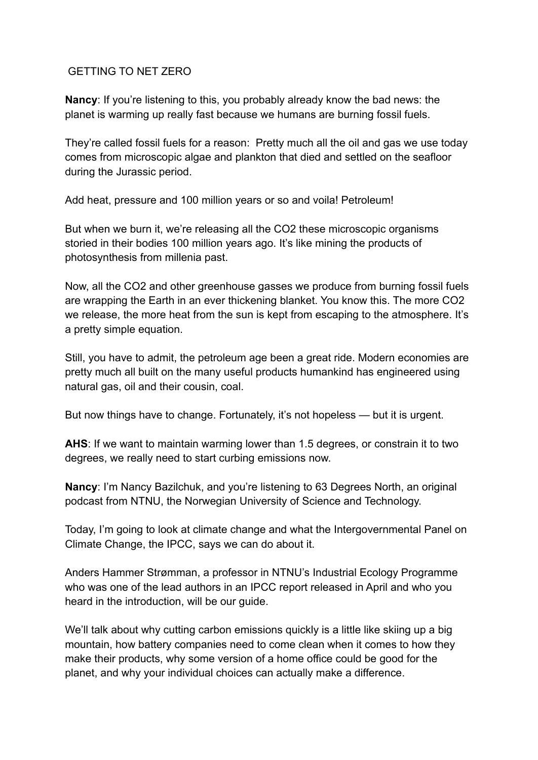# GETTING TO NET ZERO

**Nancy**: If you're listening to this, you probably already know the bad news: the planet is warming up really fast because we humans are burning fossil fuels.

They're called fossil fuels for a reason: Pretty much all the oil and gas we use today comes from microscopic algae and plankton that died and settled on the seafloor during the Jurassic period.

Add heat, pressure and 100 million years or so and voila! Petroleum!

But when we burn it, we're releasing all the $CO_2$ these microscopic organisms storied in their bodies 100 million years ago. It's like mining the products of photosynthesis from millenia past.

Now, all the $CO_2$ and other greenhouse gasses we produce from burning fossil fuels are wrapping the Earth in an ever thickening blanket. You know this. The more $CO_2$ we release, the more heat from the sun is kept from escaping to the atmosphere. It's a pretty simple equation.

Still, you have to admit, the petroleum age been a great ride. Modern economies are pretty much all built on the many useful products humankind has engineered using natural gas, oil and their cousin, coal.

But now things have to change. Fortunately, it's not hopeless — but it is urgent.

**AHS**: If we want to maintain warming lower than 1.5 degrees, or constrain it to two degrees, we really need to start curbing emissions now.

**Nancy**: I'm Nancy Bazilchuk, and you're listening to 63 Degrees North, an original podcast from NTNU, the Norwegian University of Science and Technology.

Today, I'm going to look at climate change and what the Intergovernmental Panel on Climate Change, the IPCC, says we can do about it.

Anders Hammer Strømman, a professor in NTNU's Industrial Ecology Programme who was one of the lead authors in an IPCC report released in April and who you heard in the introduction, will be our guide.

We'll talk about why cutting carbon emissions quickly is a little like skiing up a big mountain, how battery companies need to come clean when it comes to how they make their products, why some version of a home office could be good for the planet, and why your individual choices can actually make a difference.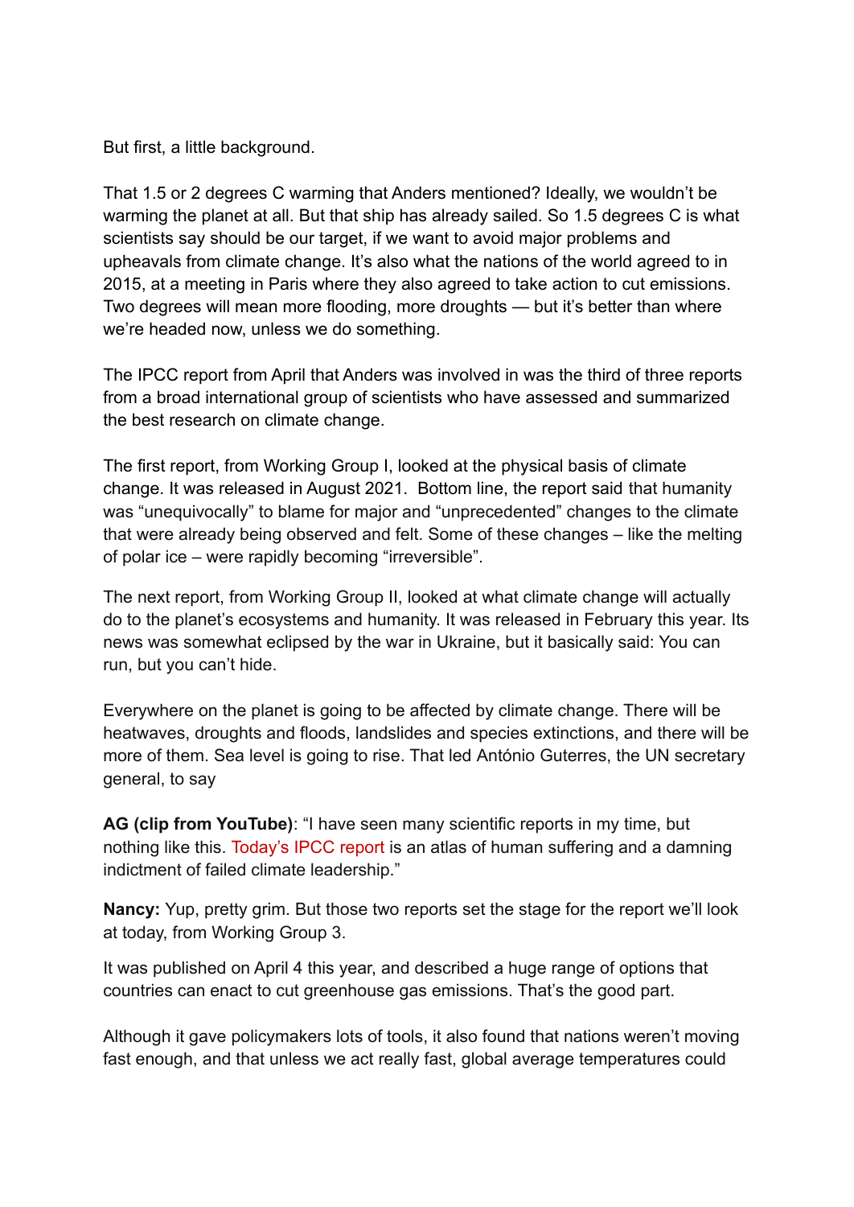But first, a little background.

That 1.5 or 2 degrees C warming that Anders mentioned? Ideally, we wouldn't be warming the planet at all. But that ship has already sailed. So 1.5 degrees C is what scientists say should be our target, if we want to avoid major problems and upheavals from climate change. It's also what the nations of the world agreed to in 2015, at a meeting in Paris where they also agreed to take action to cut emissions. Two degrees will mean more flooding, more droughts — but it's better than where we're headed now, unless we do something.

The IPCC report from April that Anders was involved in was the third of three reports from a broad international group of scientists who have assessed and summarized the best research on climate change.

The first report, from Working Group I, looked at the physical basis of climate change. It was released in August 2021. Bottom line, the report said that humanity was "unequivocally" to blame for major and "unprecedented" changes to the climate that were already being observed and felt. Some of these changes – like the melting of polar ice – were rapidly becoming "irreversible".

The next report, from Working Group II, looked at what climate change will actually do to the planet's ecosystems and humanity. It was released in February this year. Its news was somewhat eclipsed by the war in Ukraine, but it basically said: You can run, but you can't hide.

Everywhere on the planet is going to be affected by climate change. There will be heatwaves, droughts and floods, landslides and species extinctions, and there will be more of them. Sea level is going to rise. That led António Guterres, the UN secretary general, to say

**AG (clip from YouTube)**: "I have seen many scientific reports in my time, but nothing like this. Today's IPCC report is an atlas of human suffering and a damning indictment of failed climate leadership."

**Nancy:** Yup, pretty grim. But those two reports set the stage for the report we'll look at today, from Working Group 3.

It was published on April 4 this year, and described a huge range of options that countries can enact to cut greenhouse gas emissions. That's the good part.

Although it gave policymakers lots of tools, it also found that nations weren't moving fast enough, and that unless we act really fast, global average temperatures could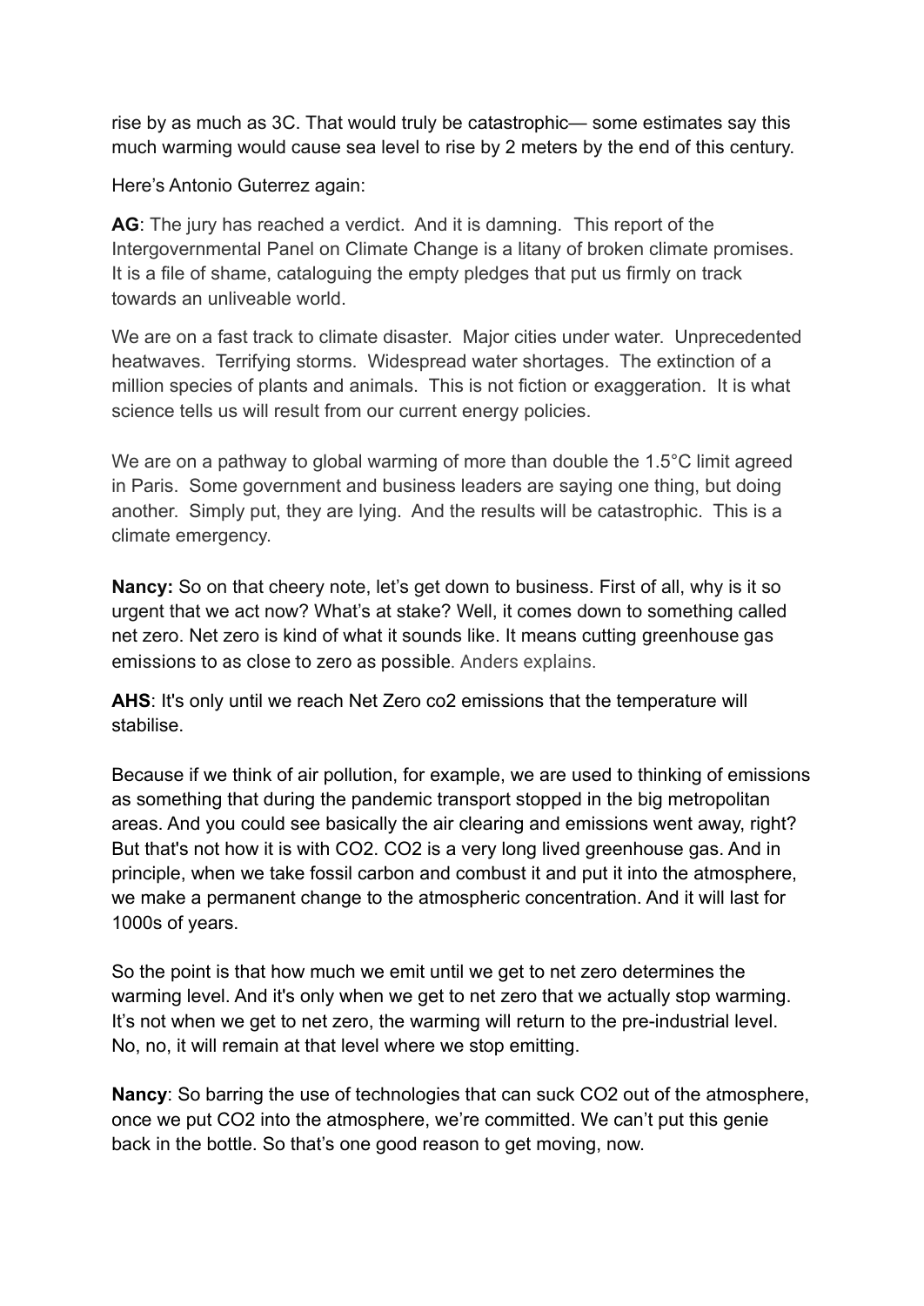rise by as much as 3C. That would truly be catastrophic— some estimates say this much warming would cause sea level to rise by 2 meters by the end of this century.

Here's Antonio Guterrez again:

**AG**: The jury has reached a verdict. And it is damning. This report of the Intergovernmental Panel on Climate Change is a litany of broken climate promises. It is a file of shame, cataloguing the empty pledges that put us firmly on track towards an unliveable world.

We are on a fast track to climate disaster. Major cities under water. Unprecedented heatwaves. Terrifying storms. Widespread water shortages. The extinction of a million species of plants and animals. This is not fiction or exaggeration. It is what science tells us will result from our current energy policies.

We are on a pathway to global warming of more than double the 1.5°C limit agreed in Paris. Some government and business leaders are saying one thing, but doing another. Simply put, they are lying. And the results will be catastrophic. This is a climate emergency.

**Nancy:** So on that cheery note, let's get down to business. First of all, why is it so urgent that we act now? What's at stake? Well, it comes down to something called net zero. Net zero is kind of what it sounds like. It means cutting greenhouse gas emissions to as close to zero as possible. Anders explains.

**AHS**: It's only until we reach Net Zero co2 emissions that the temperature will stabilise.

Because if we think of air pollution, for example, we are used to thinking of emissions as something that during the pandemic transport stopped in the big metropolitan areas. And you could see basically the air clearing and emissions went away, right? But that's not how it is with CO2. CO2 is a very long lived greenhouse gas. And in principle, when we take fossil carbon and combust it and put it into the atmosphere, we make a permanent change to the atmospheric concentration. And it will last for 1000s of years.

So the point is that how much we emit until we get to net zero determines the warming level. And it's only when we get to net zero that we actually stop warming. It's not when we get to net zero, the warming will return to the pre-industrial level. No, no, it will remain at that level where we stop emitting.

**Nancy**: So barring the use of technologies that can suck CO2 out of the atmosphere, once we put CO2 into the atmosphere, we're committed. We can't put this genie back in the bottle. So that's one good reason to get moving, now.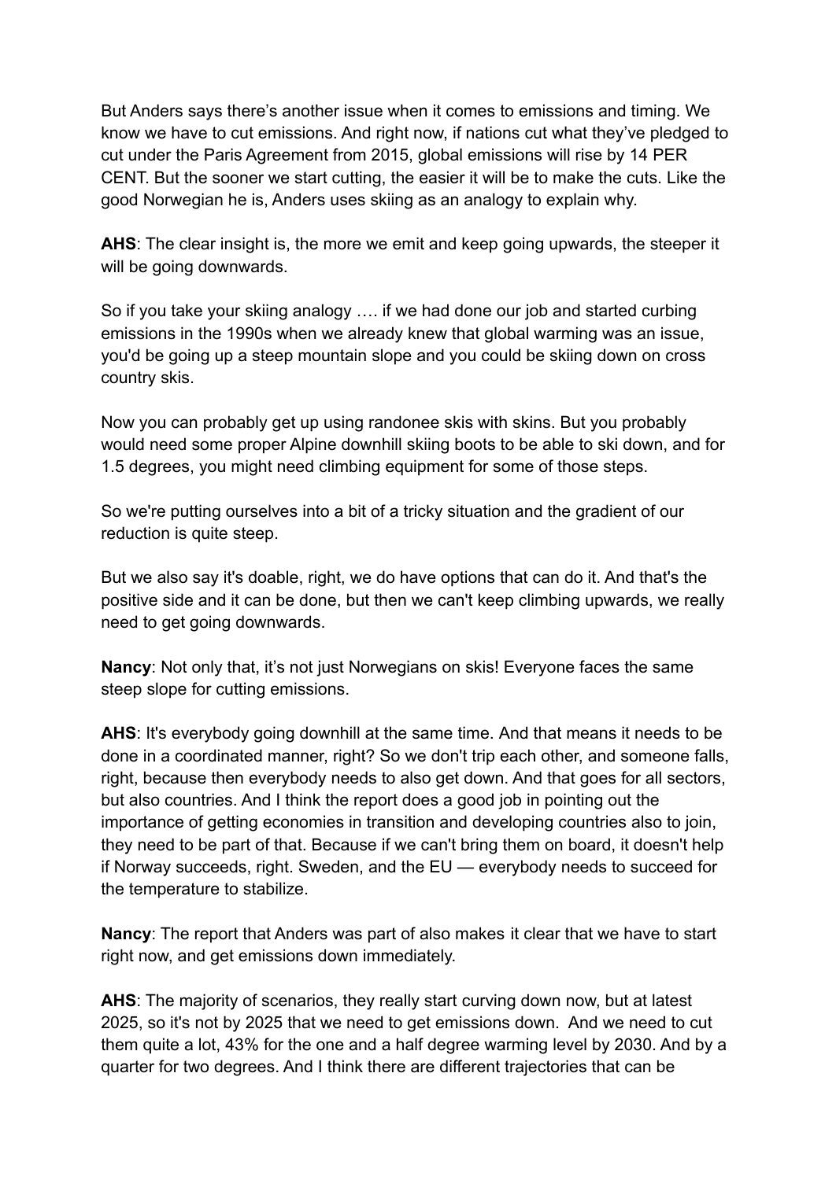But Anders says there's another issue when it comes to emissions and timing. We know we have to cut emissions. And right now, if nations cut what they've pledged to cut under the Paris Agreement from 2015, global emissions will rise by 14 PER CENT. But the sooner we start cutting, the easier it will be to make the cuts. Like the good Norwegian he is, Anders uses skiing as an analogy to explain why.

**AHS**: The clear insight is, the more we emit and keep going upwards, the steeper it will be going downwards.

So if you take your skiing analogy …. if we had done our job and started curbing emissions in the 1990s when we already knew that global warming was an issue, you'd be going up a steep mountain slope and you could be skiing down on cross country skis.

Now you can probably get up using randonee skis with skins. But you probably would need some proper Alpine downhill skiing boots to be able to ski down, and for 1.5 degrees, you might need climbing equipment for some of those steps.

So we're putting ourselves into a bit of a tricky situation and the gradient of our reduction is quite steep.

But we also say it's doable, right, we do have options that can do it. And that's the positive side and it can be done, but then we can't keep climbing upwards, we really need to get going downwards.

**Nancy**: Not only that, it's not just Norwegians on skis! Everyone faces the same steep slope for cutting emissions.

**AHS**: It's everybody going downhill at the same time. And that means it needs to be done in a coordinated manner, right? So we don't trip each other, and someone falls, right, because then everybody needs to also get down. And that goes for all sectors, but also countries. And I think the report does a good job in pointing out the importance of getting economies in transition and developing countries also to join, they need to be part of that. Because if we can't bring them on board, it doesn't help if Norway succeeds, right. Sweden, and the EU — everybody needs to succeed for the temperature to stabilize.

**Nancy**: The report that Anders was part of also makes it clear that we have to start right now, and get emissions down immediately.

**AHS**: The majority of scenarios, they really start curving down now, but at latest 2025, so it's not by 2025 that we need to get emissions down. And we need to cut them quite a lot, 43% for the one and a half degree warming level by 2030. And by a quarter for two degrees. And I think there are different trajectories that can be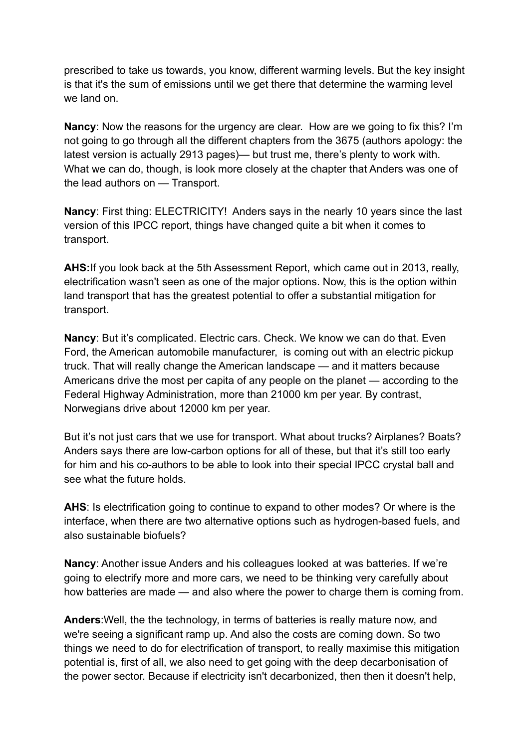prescribed to take us towards, you know, different warming levels. But the key insight is that it's the sum of emissions until we get there that determine the warming level we land on.

**Nancy**: Now the reasons for the urgency are clear. How are we going to fix this? I'm not going to go through all the different chapters from the 3675 (authors apology: the latest version is actually 2913 pages)— but trust me, there's plenty to work with. What we can do, though, is look more closely at the chapter that Anders was one of the lead authors on — Transport.

**Nancy**: First thing: ELECTRICITY! Anders says in the nearly 10 years since the last version of this IPCC report, things have changed quite a bit when it comes to transport.

**AHS:**If you look back at the 5th Assessment Report, which came out in 2013, really, electrification wasn't seen as one of the major options. Now, this is the option within land transport that has the greatest potential to offer a substantial mitigation for transport.

**Nancy**: But it's complicated. Electric cars. Check. We know we can do that. Even Ford, the American automobile manufacturer, is coming out with an electric pickup truck. That will really change the American landscape — and it matters because Americans drive the most per capita of any people on the planet — according to the Federal Highway Administration, more than 21000 km per year. By contrast, Norwegians drive about 12000 km per year.

But it's not just cars that we use for transport. What about trucks? Airplanes? Boats? Anders says there are low-carbon options for all of these, but that it's still too early for him and his co-authors to be able to look into their special IPCC crystal ball and see what the future holds.

**AHS**: Is electrification going to continue to expand to other modes? Or where is the interface, when there are two alternative options such as hydrogen-based fuels, and also sustainable biofuels?

**Nancy**: Another issue Anders and his colleagues looked at was batteries. If we're going to electrify more and more cars, we need to be thinking very carefully about how batteries are made — and also where the power to charge them is coming from.

**Anders**:Well, the the technology, in terms of batteries is really mature now, and we're seeing a significant ramp up. And also the costs are coming down. So two things we need to do for electrification of transport, to really maximise this mitigation potential is, first of all, we also need to get going with the deep decarbonisation of the power sector. Because if electricity isn't decarbonized, then then it doesn't help,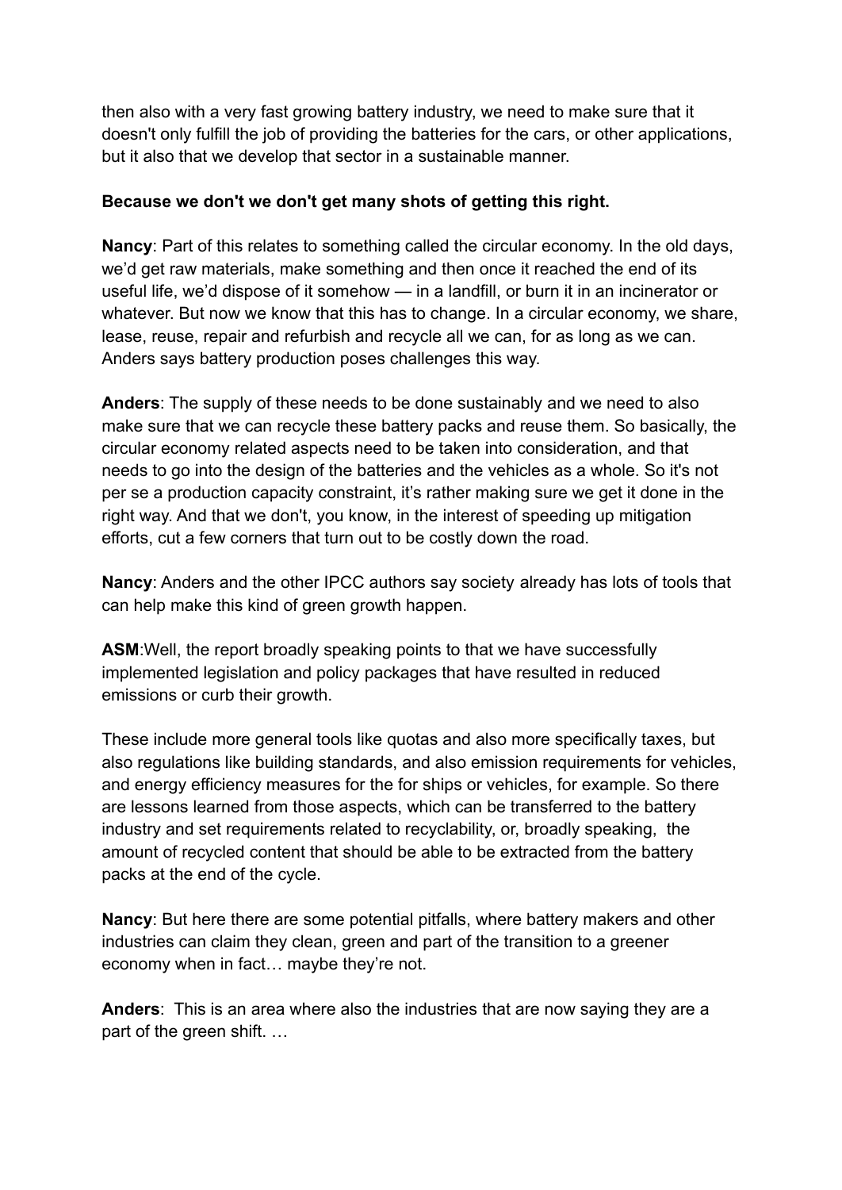then also with a very fast growing battery industry, we need to make sure that it doesn't only fulfill the job of providing the batteries for the cars, or other applications, but it also that we develop that sector in a sustainable manner.

**Because we don't we don't get many shots of getting this right.**

**Nancy**: Part of this relates to something called the circular economy. In the old days, we'd get raw materials, make something and then once it reached the end of its useful life, we'd dispose of it somehow — in a landfill, or burn it in an incinerator or whatever. But now we know that this has to change. In a circular economy, we share, lease, reuse, repair and refurbish and recycle all we can, for as long as we can. Anders says battery production poses challenges this way.

**Anders**: The supply of these needs to be done sustainably and we need to also make sure that we can recycle these battery packs and reuse them. So basically, the circular economy related aspects need to be taken into consideration, and that needs to go into the design of the batteries and the vehicles as a whole. So it's not per se a production capacity constraint, it's rather making sure we get it done in the right way. And that we don't, you know, in the interest of speeding up mitigation efforts, cut a few corners that turn out to be costly down the road.

**Nancy**: Anders and the other IPCC authors say society already has lots of tools that can help make this kind of green growth happen.

**ASM**:Well, the report broadly speaking points to that we have successfully implemented legislation and policy packages that have resulted in reduced emissions or curb their growth.

These include more general tools like quotas and also more specifically taxes, but also regulations like building standards, and also emission requirements for vehicles, and energy efficiency measures for the for ships or vehicles, for example. So there are lessons learned from those aspects, which can be transferred to the battery industry and set requirements related to recyclability, or, broadly speaking, the amount of recycled content that should be able to be extracted from the battery packs at the end of the cycle.

**Nancy**: But here there are some potential pitfalls, where battery makers and other industries can claim they clean, green and part of the transition to a greener economy when in fact… maybe they're not.

**Anders**: This is an area where also the industries that are now saying they are a part of the green shift. …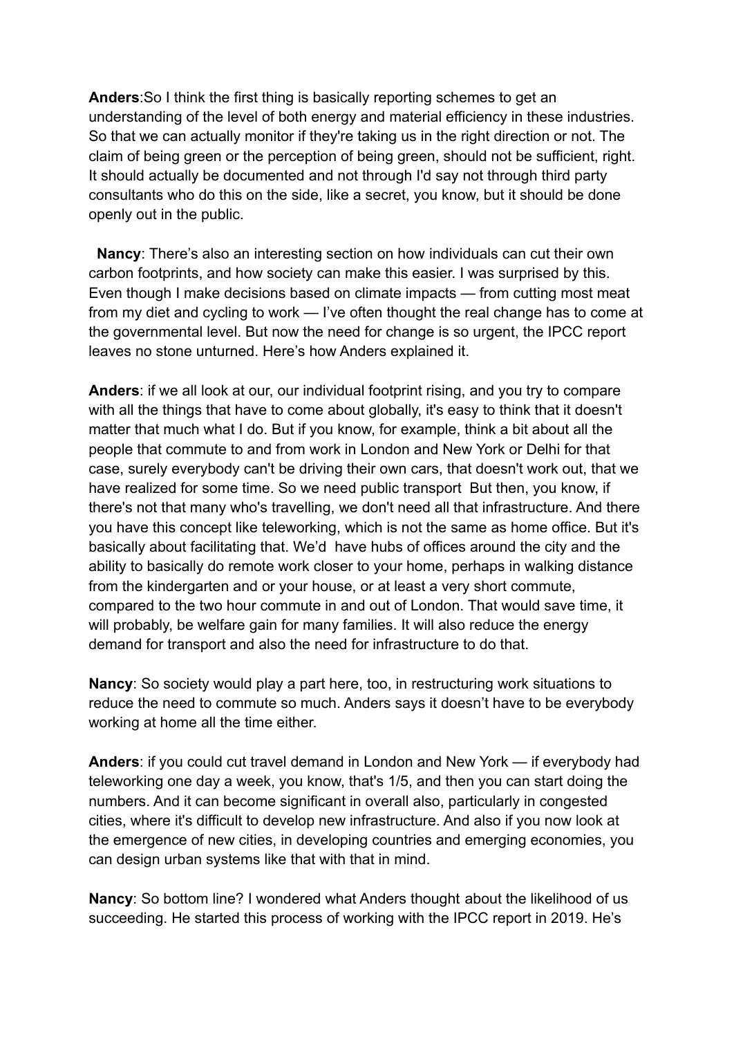**Anders**:So I think the first thing is basically reporting schemes to get an understanding of the level of both energy and material efficiency in these industries. So that we can actually monitor if they're taking us in the right direction or not. The claim of being green or the perception of being green, should not be sufficient, right. It should actually be documented and not through I'd say not through third party consultants who do this on the side, like a secret, you know, but it should be done openly out in the public.

**Nancy**: There's also an interesting section on how individuals can cut their own carbon footprints, and how society can make this easier. I was surprised by this. Even though I make decisions based on climate impacts — from cutting most meat from my diet and cycling to work — I've often thought the real change has to come at the governmental level. But now the need for change is so urgent, the IPCC report leaves no stone unturned. Here's how Anders explained it.

**Anders**: if we all look at our, our individual footprint rising, and you try to compare with all the things that have to come about globally, it's easy to think that it doesn't matter that much what I do. But if you know, for example, think a bit about all the people that commute to and from work in London and New York or Delhi for that case, surely everybody can't be driving their own cars, that doesn't work out, that we have realized for some time. So we need public transport But then, you know, if there's not that many who's travelling, we don't need all that infrastructure. And there you have this concept like teleworking, which is not the same as home office. But it's basically about facilitating that. We'd have hubs of offices around the city and the ability to basically do remote work closer to your home, perhaps in walking distance from the kindergarten and or your house, or at least a very short commute, compared to the two hour commute in and out of London. That would save time, it will probably, be welfare gain for many families. It will also reduce the energy demand for transport and also the need for infrastructure to do that.

**Nancy**: So society would play a part here, too, in restructuring work situations to reduce the need to commute so much. Anders says it doesn't have to be everybody working at home all the time either.

**Anders**: if you could cut travel demand in London and New York — if everybody had teleworking one day a week, you know, that's 1/5, and then you can start doing the numbers. And it can become significant in overall also, particularly in congested cities, where it's difficult to develop new infrastructure. And also if you now look at the emergence of new cities, in developing countries and emerging economies, you can design urban systems like that with that in mind.

**Nancy**: So bottom line? I wondered what Anders thought about the likelihood of us succeeding. He started this process of working with the IPCC report in 2019. He's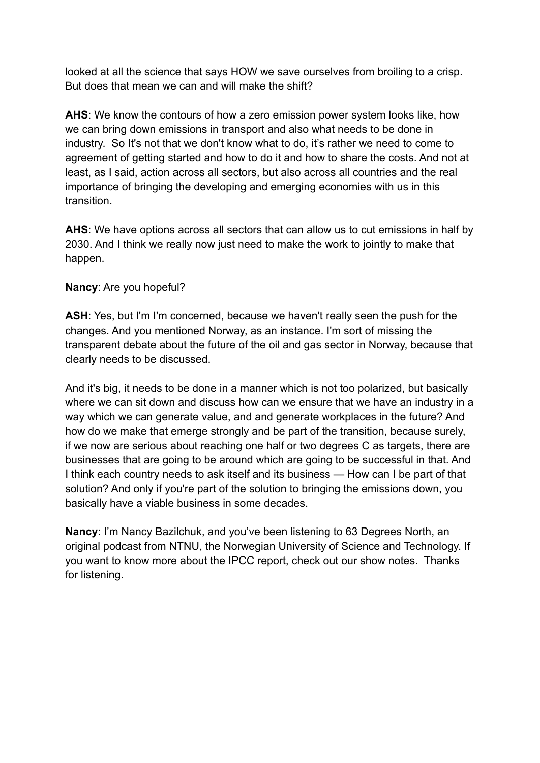looked at all the science that says HOW we save ourselves from broiling to a crisp. But does that mean we can and will make the shift?

**AHS**: We know the contours of how a zero emission power system looks like, how we can bring down emissions in transport and also what needs to be done in industry.  So It's not that we don't know what to do, it's rather we need to come to agreement of getting started and how to do it and how to share the costs. And not at least, as I said, action across all sectors, but also across all countries and the real importance of bringing the developing and emerging economies with us in this transition.

**AHS**: We have options across all sectors that can allow us to cut emissions in half by 2030. And I think we really now just need to make the work to jointly to make that happen.

**Nancy**: Are you hopeful?

**ASH**: Yes, but I'm I'm concerned, because we haven't really seen the push for the changes. And you mentioned Norway, as an instance. I'm sort of missing the transparent debate about the future of the oil and gas sector in Norway, because that clearly needs to be discussed.

And it's big, it needs to be done in a manner which is not too polarized, but basically where we can sit down and discuss how can we ensure that we have an industry in a way which we can generate value, and and generate workplaces in the future? And how do we make that emerge strongly and be part of the transition, because surely, if we now are serious about reaching one half or two degrees C as targets, there are businesses that are going to be around which are going to be successful in that. And I think each country needs to ask itself and its business — How can I be part of that solution? And only if you're part of the solution to bringing the emissions down, you basically have a viable business in some decades.

**Nancy**: I'm Nancy Bazilchuk, and you've been listening to 63 Degrees North, an original podcast from NTNU, the Norwegian University of Science and Technology. If you want to know more about the IPCC report, check out our show notes.  Thanks for listening.